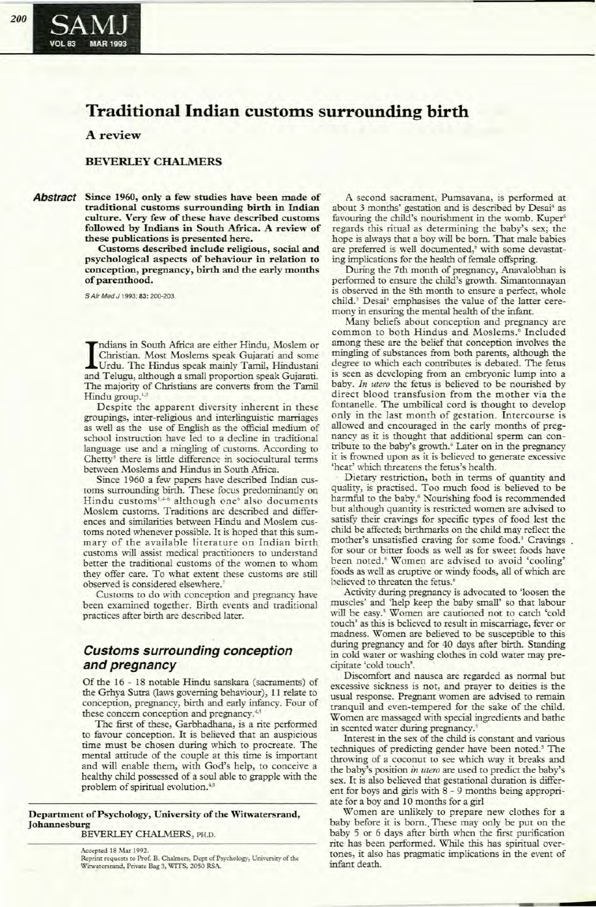# Traditional Indian customs surrounding birth

## A review

**BEVERLEY CHALMERS**

***Abstract*** **Since 1960, only a few studies have been made of traditional customs surrounding birth in Indian culture. Very few of these have described customs followed by Indians in South Africa. A review of these publications is presented here.**

**Customs described include religious, social and psychological aspects of behaviour in relation to conception, pregnancy, birth and the early months of parenthood.**

*S Afr Med J* 1993; **83:** 200-203.

Indians in South Africa are either Hindu, Moslem or Christian. Most Moslems speak Gujarati and some Urdu. The Hindus speak mainly Tamil, Hindustani and Telugu, although a small proportion speak Gujarati. The majority of Christians are converts from the Tamil Hindu group.[1,2]

Despite the apparent diversity inherent in these groupings, inter-religious and interlinguistic marriages as well as the use of English as the official medium of school instruction have led to a decline in traditional language use and a mingling of customs. According to Chetty[3] there is little difference in sociocultural terms between Moslems and Hindus in South Africa.

Since 1960 a few papers have described Indian customs surrounding birth. These focus predominantly on Hindu customs[1,4-6] although one[6] also documents Moslem customs. Traditions are described and differences and similarities between Hindu and Moslem customs noted whenever possible. It is hoped that this summary of the available literature on Indian birth customs will assist medical practitioners to understand better the traditional customs of the women to whom they offer care. To what extent these customs are still observed is considered elsewhere.[7]

Customs to do with conception and pregnancy have been examined together. Birth events and traditional practices after birth are described later.

## *Customs surrounding conception and pregnancy*

Of the 16 - 18 notable Hindu sanskara (sacraments) of the Grhya Sutra (laws governing behaviour), 11 relate to conception, pregnancy, birth and early infancy. Four of these concern conception and pregnancy.[4,5]

The first of these, Garbhadhana, is a rite performed to favour conception. It is believed that an auspicious time must be chosen during which to procreate. The mental attitude of the couple at this time is important and will enable them, with God's help, to conceive a healthy child possessed of a soul able to grapple with the problem of spiritual evolution.[4,5]

A second sacrament, Pumsavana, is performed at about 3 months' gestation and is described by Desai[4] as favouring the child's nourishment in the womb. Kuper[5] regards this ritual as determining the baby's sex; the hope is always that a boy will be born. That male babies are preferred is well documented,[8] with some devastating implications for the health of female offspring.

During the 7th month of pregnancy, Anavalobhan is performed to ensure the child's growth. Simantonnayan is observed in the 8th month to ensure a perfect, whole child.[5] Desai[4] emphasises the value of the latter ceremony in ensuring the mental health of the infant.

Many beliefs about conception and pregnancy are common to both Hindus and Moslems.[6] Included among these are the belief that conception involves the mingling of substances from both parents, although the degree to which each contributes is debated. The fetus is seen as developing from an embryonic lump into a baby. *In utero* the fetus is believed to be nourished by direct blood transfusion from the mother via the fontanelle. The umbilical cord is thought to develop only in the last month of gestation. Intercourse is allowed and encouraged in the early months of pregnancy as it is thought that additional sperm can contribute to the baby's growth.[9] Later on in the pregnancy it is frowned upon as it is believed to generate excessive 'heat' which threatens the fetus's health.

Dietary restriction, both in terms of quantity and quality, is practised. Too much food is believed to be harmful to the baby.[9] Nourishing food is recommended but although quantity is restricted women are advised to satisfy their cravings for specific types of food lest the child be affected; birthmarks on the child may reflect the mother's unsatisfied craving for some food.[5] Cravings for sour or bitter foods as well as for sweet foods have been noted.[6] Women are advised to avoid 'cooling' foods as well as eruptive or windy foods, all of which are believed to threaten the fetus.[6]

Activity during pregnancy is advocated to 'loosen the muscles' and 'help keep the baby small' so that labour will be easy.[5] Women are cautioned not to catch 'cold touch' as this is believed to result in miscarriage, fever or madness. Women are believed to be susceptible to this during pregnancy and for 40 days after birth. Standing in cold water or washing clothes in cold water may precipitate 'cold touch'.

Discomfort and nausea are regarded as normal but excessive sickness is not, and prayer to deities is the usual response. Pregnant women are advised to remain tranquil and even-tempered for the sake of the child. Women are massaged with special ingredients and bathe in scented water during pregnancy.[5]

Interest in the sex of the child is constant and various techniques of predicting gender have been noted.[5] The throwing of a coconut to see which way it breaks and the baby's position *in utero* are used to predict the baby's sex. It is also believed that gestational duration is different for boys and girls with 8 - 9 months being appropriate for a boy and 10 months for a girl.

Women are unlikely to prepare new clothes for a baby before it is born. These may only be put on the baby 5 or 6 days after birth when the first purification rite has been performed. While this has spiritual overtones, it also has pragmatic implications in the event of infant death.

**Department of Psychology, University of the Witwatersrand, Johannesburg**
BEVERLEY CHALMERS, PH.D.

Accepted 18 Mar 1992.
Reprint requests to Prof. B. Chalmers, Dept of Psychology, University of the Witwatersrand, Private Bag 3, WITS, 2050 RSA.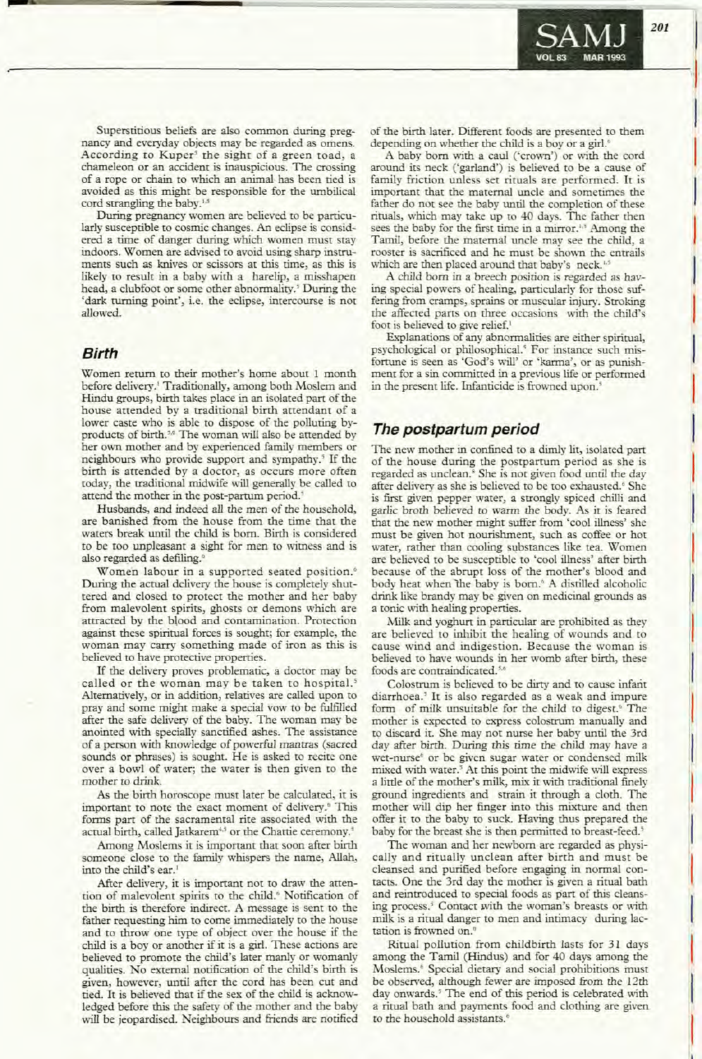Superstitious beliefs are also common during pregnancy and everyday objects may be regarded as omens. According to Kuper[5] the sight of a green toad, a chameleon or an accident is inauspicious. The crossing of a rope or chain to which an animal has been tied is avoided as this might be responsible for the umbilical cord strangling the baby.[1,5]

During pregnancy women are believed to be particularly susceptible to cosmic changes. An eclipse is considered a time of danger during which women must stay indoors. Women are advised to avoid using sharp instruments such as knives or scissors at this time, as this is likely to result in a baby with a harelip, a misshapen head, a clubfoot or some other abnormality.[5] During the 'dark turning point', i.e. the eclipse, intercourse is not allowed.

## Birth

Women return to their mother's home about 1 month before delivery.[1] Traditionally, among both Moslem and Hindu groups, birth takes place in an isolated part of the house attended by a traditional birth attendant of a lower caste who is able to dispose of the polluting byproducts of birth.[5,6] The woman will also be attended by her own mother and by experienced family members or neighbours who provide support and sympathy.[5] If the birth is attended by a doctor, as occurs more often today, the traditional midwife will generally be called to attend the mother in the post-partum period.[5]

Husbands, and indeed all the men of the household, are banished from the house from the time that the waters break until the child is born. Birth is considered to be too unpleasant a sight for men to witness and is also regarded as defiling.[6]

Women labour in a supported seated position.[6] During the actual delivery the house is completely shuttered and closed to protect the mother and her baby from malevolent spirits, ghosts or demons which are attracted by the blood and contamination. Protection against these spiritual forces is sought; for example, the woman may carry something made of iron as this is believed to have protective properties.

If the delivery proves problematic, a doctor may be called or the woman may be taken to hospital.[5] Alternatively, or in addition, relatives are called upon to pray and some might make a special vow to be fulfilled after the safe delivery of the baby. The woman may be anointed with specially sanctified ashes. The assistance of a person with knowledge of powerful mantras (sacred sounds or phrases) is sought. He is asked to recite one over a bowl of water; the water is then given to the mother to drink.

As the birth horoscope must later be calculated, it is important to note the exact moment of delivery.[6] This forms part of the sacramental rite associated with the actual birth, called Jatkarem[4,5] or the Chattie ceremony.[5]

Among Moslems it is important that soon after birth someone close to the family whispers the name, Allah, into the child's ear.[1]

After delivery, it is important not to draw the attention of malevolent spirits to the child.[6] Notification of the birth is therefore indirect. A message is sent to the father requesting him to come immediately to the house and to throw one type of object over the house if the child is a boy or another if it is a girl. These actions are believed to promote the child's later manly or womanly qualities. No external notification of the child's birth is given, however, until after the cord has been cut and tied. It is believed that if the sex of the child is acknowledged before this the safety of the mother and the baby will be jeopardised. Neighbours and friends are notified of the birth later. Different foods are presented to them depending on whether the child is a boy or a girl.[6]

A baby born with a caul ('crown') or with the cord around its neck ('garland') is believed to be a cause of family friction unless set rituals are performed. It is important that the maternal uncle and sometimes the father do not see the baby until the completion of these rituals, which may take up to 40 days. The father then sees the baby for the first time in a mirror.[1,5] Among the Tamil, before the maternal uncle may see the child, a rooster is sacrificed and he must be shown the entrails which are then placed around that baby's neck.[1,5]

A child born in a breech position is regarded as having special powers of healing, particularly for those suffering from cramps, sprains or muscular injury. Stroking the affected parts on three occasions with the child's foot is believed to give relief.[1]

Explanations of any abnormalities are either spiritual, psychological or philosophical.[5] For instance such misfortune is seen as 'God's will' or 'karma', or as punishment for a sin committed in a previous life or performed in the present life. Infanticide is frowned upon.[5]

## The postpartum period

The new mother in confined to a dimly lit, isolated part of the house during the postpartum period as she is regarded as unclean.[6] She is not given food until the day after delivery as she is believed to be too exhausted.[6] She is first given pepper water, a strongly spiced chilli and garlic broth believed to warm the body. As it is feared that the new mother might suffer from 'cool illness' she must be given hot nourishment, such as coffee or hot water, rather than cooling substances like tea. Women are believed to be susceptible to 'cool illness' after birth because of the abrupt loss of the mother's blood and body heat when the baby is born.[6] A distilled alcoholic drink like brandy may be given on medicinal grounds as a tonic with healing properties.

Milk and yoghurt in particular are prohibited as they are believed to inhibit the healing of wounds and to cause wind and indigestion. Because the woman is believed to have wounds in her womb after birth, these foods are contraindicated.[5,6]

Colostrum is believed to be dirty and to cause infant diarrhoea.[5] It is also regarded as a weak and impure form of milk unsuitable for the child to digest.[6] The mother is expected to express colostrum manually and to discard it. She may not nurse her baby until the 3rd day after birth. During this time the child may have a wet-nurse[6] or be given sugar water or condensed milk mixed with water.[5] At this point the midwife will express a little of the mother's milk, mix it with traditional finely ground ingredients and strain it through a cloth. The mother will dip her finger into this mixture and then offer it to the baby to suck. Having thus prepared the baby for the breast she is then permitted to breast-feed.[5]

The woman and her newborn are regarded as physically and ritually unclean after birth and must be cleansed and purified before engaging in normal contacts. One the 3rd day the mother is given a ritual bath and reintroduced to special foods as part of this cleansing process.[5] Contact with the woman's breasts or with milk is a ritual danger to men and intimacy during lactation is frowned on.[6]

Ritual pollution from childbirth lasts for 31 days among the Tamil (Hindus) and for 40 days among the Moslems.[6] Special dietary and social prohibitions must be observed, although fewer are imposed from the 12th day onwards.[5] The end of this period is celebrated with a ritual bath and payments food and clothing are given to the household assistants.[6]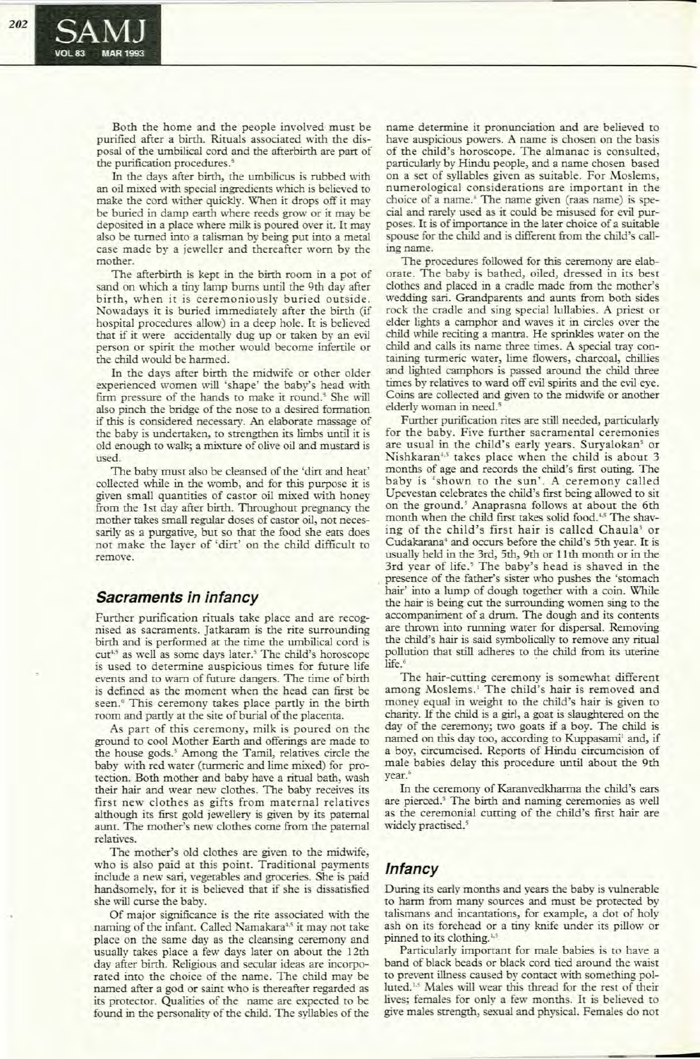Both the home and the people involved must be purified after a birth. Rituals associated with the disposal of the umbilical cord and the afterbirth are part of the purification procedures.[5]

In the days after birth, the umbilicus is rubbed with an oil mixed with special ingredients which is believed to make the cord wither quickly. When it drops off it may be buried in damp earth where reeds grow or it may be deposited in a place where milk is poured over it. It may also be turned into a talisman by being put into a metal case made by a jeweller and thereafter worn by the mother.

The afterbirth is kept in the birth room in a pot of sand on which a tiny lamp burns until the 9th day after birth, when it is ceremoniously buried outside. Nowadays it is buried immediately after the birth (if hospital procedures allow) in a deep hole. It is believed that if it were accidentally dug up or taken by an evil person or spirit the mother would become infertile or the child would be harmed.

In the days after birth the midwife or other older experienced women will 'shape' the baby's head with firm pressure of the hands to make it round.[5] She will also pinch the bridge of the nose to a desired formation if this is considered necessary. An elaborate massage of the baby is undertaken, to strengthen its limbs until it is old enough to walk; a mixture of olive oil and mustard is used.

The baby must also be cleansed of the 'dirt and heat' collected while in the womb, and for this purpose it is given small quantities of castor oil mixed with honey from the 1st day after birth. Throughout pregnancy the mother takes small regular doses of castor oil, not necessarily as a purgative, but so that the food she eats does not make the layer of 'dirt' on the child difficult to remove.

## *Sacraments in infancy*

Further purification rituals take place and are recognised as sacraments. Jatkaram is the rite surrounding birth and is performed at the time the umbilical cord is cut[4,5] as well as some days later.[5] The child's horoscope is used to determine auspicious times for future life events and to warn of future dangers. The time of birth is defined as the moment when the head can first be seen.[6] This ceremony takes place partly in the birth room and partly at the site of burial of the placenta.

As part of this ceremony, milk is poured on the ground to cool Mother Earth and offerings are made to the house gods.[5] Among the Tamil, relatives circle the baby with red water (turmeric and lime mixed) for protection. Both mother and baby have a ritual bath, wash their hair and wear new clothes. The baby receives its first new clothes as gifts from maternal relatives although its first gold jewellery is given by its paternal aunt. The mother's new clothes come from the paternal relatives.

The mother's old clothes are given to the midwife, who is also paid at this point. Traditional payments include a new sari, vegetables and groceries. She is paid handsomely, for it is believed that if she is dissatisfied she will curse the baby.

Of major significance is the rite associated with the naming of the infant. Called Namakara[4,5] it may not take place on the same day as the cleansing ceremony and usually takes place a few days later on about the 12th day after birth. Religious and secular ideas are incorporated into the choice of the name. The child may be named after a god or saint who is thereafter regarded as its protector. Qualities of the name are expected to be found in the personality of the child. The syllables of the name determine it pronunciation and are believed to have auspicious powers. A name is chosen on the basis of the child's horoscope. The almanac is consulted, particularly by Hindu people, and a name chosen based on a set of syllables given as suitable. For Moslems, numerological considerations are important in the choice of a name.[6] The name given (raas name) is special and rarely used as it could be misused for evil purposes. It is of importance in the later choice of a suitable spouse for the child and is different from the child's calling name.

The procedures followed for this ceremony are elaborate. The baby is bathed, oiled, dressed in its best clothes and placed in a cradle made from the mother's wedding sari. Grandparents and aunts from both sides rock the cradle and sing special lullabies. A priest or elder lights a camphor and waves it in circles over the child while reciting a mantra. He sprinkles water on the child and calls its name three times. A special tray containing turmeric water, lime flowers, charcoal, chillies and lighted camphors is passed around the child three times by relatives to ward off evil spirits and the evil eye. Coins are collected and given to the midwife or another elderly woman in need.[5]

Further purification rites are still needed, particularly for the baby. Five further sacramental ceremonies are usual in the child's early years. Suryalokan[5] or Nishkaran[4,5] takes place when the child is about 3 months of age and records the child's first outing. The baby is 'shown to the sun'. A ceremony called Upevestan celebrates the child's first being allowed to sit on the ground.[5] Anaprasna follows at about the 6th month when the child first takes solid food.[4,5] The shaving of the child's first hair is called Chaula[5] or Cudakarana[4] and occurs before the child's 5th year. It is usually held in the 3rd, 5th, 9th or 11th month or in the 3rd year of life.[5] The baby's head is shaved in the presence of the father's sister who pushes the 'stomach hair' into a lump of dough together with a coin. While the hair is being cut the surrounding women sing to the accompaniment of a drum. The dough and its contents are thrown into running water for dispersal. Removing the child's hair is said symbolically to remove any ritual pollution that still adheres to the child from its uterine life.[6]

The hair-cutting ceremony is somewhat different among Moslems.[1] The child's hair is removed and money equal in weight to the child's hair is given to charity. If the child is a girl, a goat is slaughtered on the day of the ceremony; two goats if a boy. The child is named on this day too, according to Kuppasami[1] and, if a boy, circumcised. Reports of Hindu circumcision of male babies delay this procedure until about the 9th year.[6]

In the ceremony of Karanvedkharma the child's ears are pierced.[5] The birth and naming ceremonies as well as the ceremonial cutting of the child's first hair are widely practised.[5]

## *Infancy*

During its early months and years the baby is vulnerable to harm from many sources and must be protected by talismans and incantations, for example, a dot of holy ash on its forehead or a tiny knife under its pillow or pinned to its clothing.[1,5]

Particularly important for male babies is to have a band of black beads or black cord tied around the waist to prevent illness caused by contact with something polluted.[1,5] Males will wear this thread for the rest of their lives; females for only a few months. It is believed to give males strength, sexual and physical. Females do not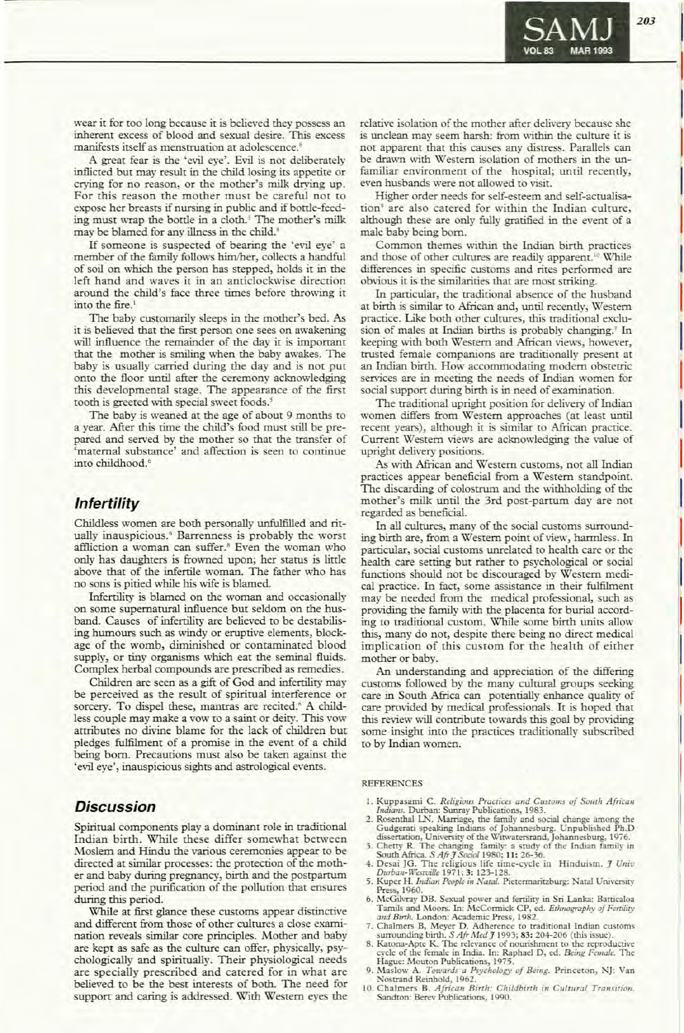wear it for too long because it is believed they possess an inherent excess of blood and sexual desire. This excess manifests itself as menstruation at adolescence.[6]

A great fear is the 'evil eye'. Evil is not deliberately inflicted but may result in the child losing its appetite or crying for no reason, or the mother's milk drying up. For this reason the mother must be careful not to expose her breasts if nursing in public and if bottle-feeding must wrap the bottle in a cloth.[3] The mother's milk may be blamed for any illness in the child.[8]

If someone is suspected of bearing the 'evil eye' a member of the family follows him/her, collects a handful of soil on which the person has stepped, holds it in the left hand and waves it in an anticlockwise direction around the child's face three times before throwing it into the fire.[1]

The baby customarily sleeps in the mother's bed. As it is believed that the first person one sees on awakening will influence the remainder of the day it is important that the mother is smiling when the baby awakes. The baby is usually carried during the day and is not put onto the floor until after the ceremony acknowledging this developmental stage. The appearance of the first tooth is greeted with special sweet foods.[5]

The baby is weaned at the age of about 9 months to a year. After this time the child's food must still be prepared and served by the mother so that the transfer of 'maternal substance' and affection is seen to continue into childhood.[6]

## Infertility

Childless women are both personally unfulfilled and ritually inauspicious.[6] Barrenness is probably the worst affliction a woman can suffer.[8] Even the woman who only has daughters is frowned upon; her status is little above that of the infertile woman. The father who has no sons is pitied while his wife is blamed.

Infertility is blamed on the woman and occasionally on some supernatural influence but seldom on the husband. Causes of infertility are believed to be destabilising humours such as windy or eruptive elements, blockage of the womb, diminished or contaminated blood supply, or tiny organisms which eat the seminal fluids. Complex herbal compounds are prescribed as remedies.

Children are seen as a gift of God and infertility may be perceived as the result of spiritual interference or sorcery. To dispel these, mantras are recited.[6] A childless couple may make a vow to a saint or deity. This vow attributes no divine blame for the lack of children but pledges fulfilment of a promise in the event of a child being born. Precautions must also be taken against the 'evil eye', inauspicious sights and astrological events.

## Discussion

Spiritual components play a dominant role in traditional Indian birth. While these differ somewhat between Moslem and Hindu the various ceremonies appear to be directed at similar processes: the protection of the mother and baby during pregnancy, birth and the postpartum period and the purification of the pollution that ensures during this period.

While at first glance these customs appear distinctive and different from those of other cultures a close examination reveals similar core principles. Mother and baby are kept as safe as the culture can offer, physically, psychologically and spiritually. Their physiological needs are specially prescribed and catered for in what are believed to be the best interests of both. The need for support and caring is addressed. With Western eyes the relative isolation of the mother after delivery because she is unclean may seem harsh: from within the culture it is not apparent that this causes any distress. Parallels can be drawn with Western isolation of mothers in the unfamiliar environment of the hospital; until recently, even husbands were not allowed to visit.

Higher order needs for self-esteem and self-actualisation[9] are also catered for within the Indian culture, although these are only fully gratified in the event of a male baby being born.

Common themes within the Indian birth practices and those of other cultures are readily apparent.[10] While differences in specific customs and rites performed are obvious it is the similarities that are most striking.

In particular, the traditional absence of the husband at birth is similar to African and, until recently, Western practice. Like both other cultures, this traditional exclusion of males at Indian births is probably changing.[7] In keeping with both Western and African views, however, trusted female companions are traditionally present at an Indian birth. How accommodating modern obstetric services are in meeting the needs of Indian women for social support during birth is in need of examination.

The traditional upright position for delivery of Indian women differs from Western approaches (at least until recent years), although it is similar to African practice. Current Western views are acknowledging the value of upright delivery positions.

As with African and Western customs, not all Indian practices appear beneficial from a Western standpoint. The discarding of colostrum and the withholding of the mother's milk until the 3rd post-partum day are not regarded as beneficial.

In all cultures, many of the social customs surrounding birth are, from a Western point of view, harmless. In particular, social customs unrelated to health care or the health care setting but rather to psychological or social functions should not be discouraged by Western medical practice. In fact, some assistance in their fulfilment may be needed from the medical professional, such as providing the family with the placenta for burial according to traditional custom. While some birth units allow this, many do not, despite there being no direct medical implication of this custom for the health of either mother or baby.

An understanding and appreciation of the differing customs followed by the many cultural groups seeking care in South Africa can potentially enhance quality of care provided by medical professionals. It is hoped that this review will contribute towards this goal by providing some insight into the practices traditionally subscribed to by Indian women.

REFERENCES

1. Kuppasami C. *Religious Practices and Customs of South African Indians.* Durban: Sunray Publications, 1983.
2. Rosenthal LN. Marriage, the family and social change among the Gudgerati speaking Indians of Johannesburg. Unpublished Ph.D dissertation, University of the Witwatersrand, Johannesburg, 1976.
3. Chetty R. The changing family: a study of the Indian family in South Africa. *S Afr J Sociol* 1980; **11:** 26-36.
4. Desai JG. The religious life time-cycle in Hinduism. *J Univ Durban-Westville* 1971; **3:** 123-128.
5. Kuper H. *Indian People in Natal.* Pietermaritzburg: Natal University Press, 1960.
6. McGilvray DB. Sexual power and fertility in Sri Lanka: Batticaloa Tamils and Moors. In: McCormick CP, ed. *Ethnography of Fertility and Birth.* London: Academic Press, 1982.
7. Chalmers B, Meyer D. Adherence to traditional Indian customs surrounding birth. *S Afr Med J* 1993; **83:** 204-206 (this issue).
8. Katona-Apte K. The relevance of nourishment to the reproductive cycle of the female in India. In: Raphael D, ed. *Being Female.* The Hague: Mouton Publications, 1975.
9. Maslow A. *Towards a Psychology of Being.* Princeton, NJ: Van Nostrand Reinhold, 1962.
10. Chalmers B. *African Birth: Childbirth in Cultural Transition.* Sandton: Berev Publications, 1990.